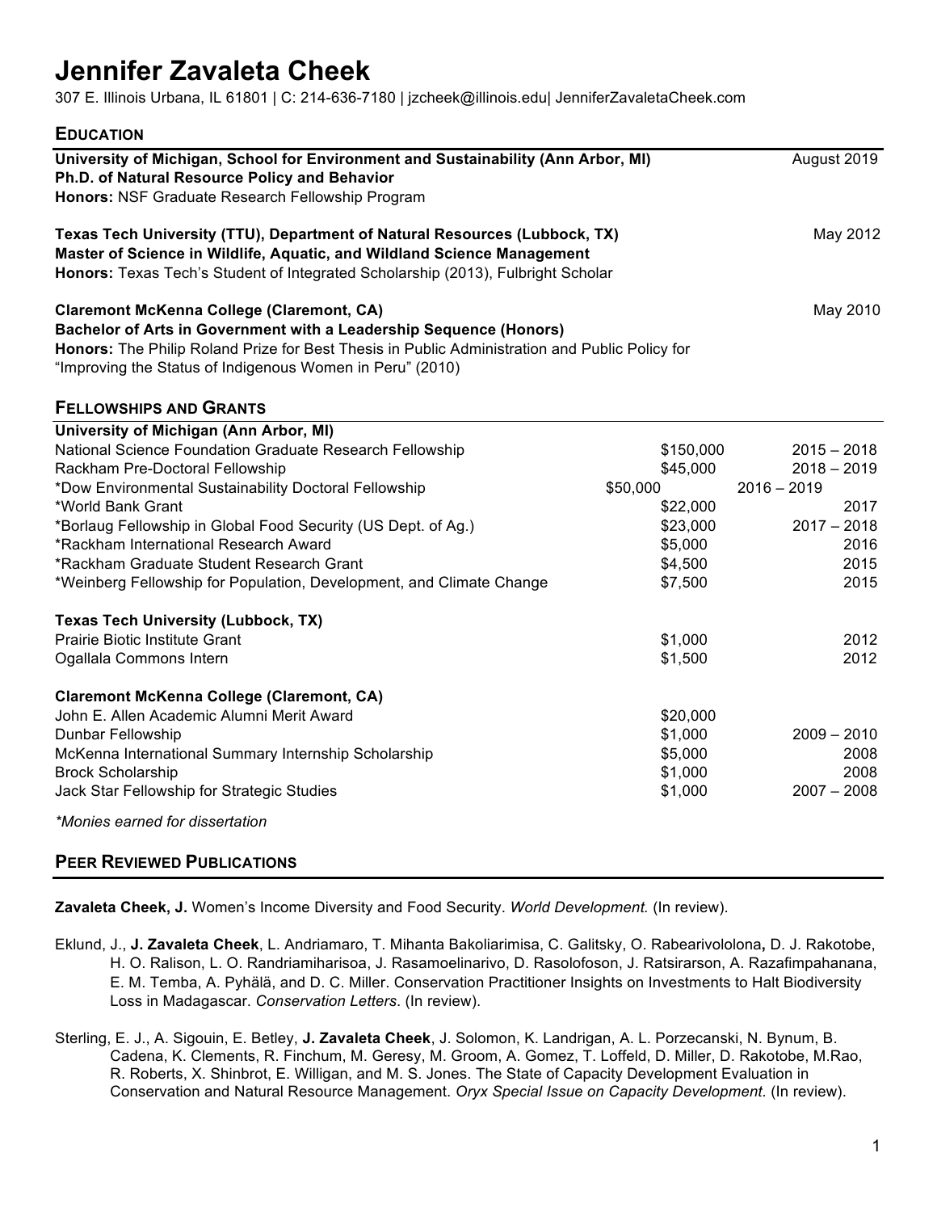# Jennifer Zavaleta Cheek

307 E. Illinois Urbana, IL 61801 | C: 214-636-7180 | jzcheek@illinois.edu| JenniferZavaletaCheek.com

## Education

**University of Michigan, School for Environment and Sustainability (Ann Arbor, MI)** — August 2019
**Ph.D. of Natural Resource Policy and Behavior**
**Honors:** NSF Graduate Research Fellowship Program

**Texas Tech University (TTU), Department of Natural Resources (Lubbock, TX)** — May 2012
**Master of Science in Wildlife, Aquatic, and Wildland Science Management**
**Honors:** Texas Tech's Student of Integrated Scholarship (2013), Fulbright Scholar

**Claremont McKenna College (Claremont, CA)** — May 2010
**Bachelor of Arts in Government with a Leadership Sequence (Honors)**
**Honors:** The Philip Roland Prize for Best Thesis in Public Administration and Public Policy for "Improving the Status of Indigenous Women in Peru" (2010)

## Fellowships and Grants

| **University of Michigan (Ann Arbor, MI)** | | |
|---|---|---|
| National Science Foundation Graduate Research Fellowship | $150,000 | 2015 – 2018 |
| Rackham Pre-Doctoral Fellowship | $45,000 | 2018 – 2019 |
| *Dow Environmental Sustainability Doctoral Fellowship | $50,000 | 2016 – 2019 |
| *World Bank Grant | $22,000 | 2017 |
| *Borlaug Fellowship in Global Food Security (US Dept. of Ag.) | $23,000 | 2017 – 2018 |
| *Rackham International Research Award | $5,000 | 2016 |
| *Rackham Graduate Student Research Grant | $4,500 | 2015 |
| *Weinberg Fellowship for Population, Development, and Climate Change | $7,500 | 2015 |
| **Texas Tech University (Lubbock, TX)** | | |
| Prairie Biotic Institute Grant | $1,000 | 2012 |
| Ogallala Commons Intern | $1,500 | 2012 |
| **Claremont McKenna College (Claremont, CA)** | | |
| John E. Allen Academic Alumni Merit Award | $20,000 | |
| Dunbar Fellowship | $1,000 | 2009 – 2010 |
| McKenna International Summary Internship Scholarship | $5,000 | 2008 |
| Brock Scholarship | $1,000 | 2008 |
| Jack Star Fellowship for Strategic Studies | $1,000 | 2007 – 2008 |

*\*Monies earned for dissertation*

## Peer Reviewed Publications

**Zavaleta Cheek, J.** Women's Income Diversity and Food Security. *World Development.* (In review).

Eklund, J., **J. Zavaleta Cheek**, L. Andriamaro, T. Mihanta Bakoliarimisa, C. Galitsky, O. Rabearivololona**,** D. J. Rakotobe, H. O. Ralison, L. O. Randriamiharisoa, J. Rasamoelinarivo, D. Rasolofoson, J. Ratsirarson, A. Razafimpahanana, E. M. Temba, A. Pyhälä, and D. C. Miller. Conservation Practitioner Insights on Investments to Halt Biodiversity Loss in Madagascar. *Conservation Letters*. (In review).

Sterling, E. J., A. Sigouin, E. Betley, **J. Zavaleta Cheek**, J. Solomon, K. Landrigan, A. L. Porzecanski, N. Bynum, B. Cadena, K. Clements, R. Finchum, M. Geresy, M. Groom, A. Gomez, T. Loffeld, D. Miller, D. Rakotobe, M.Rao, R. Roberts, X. Shinbrot, E. Willigan, and M. S. Jones. The State of Capacity Development Evaluation in Conservation and Natural Resource Management. *Oryx Special Issue on Capacity Development*. (In review).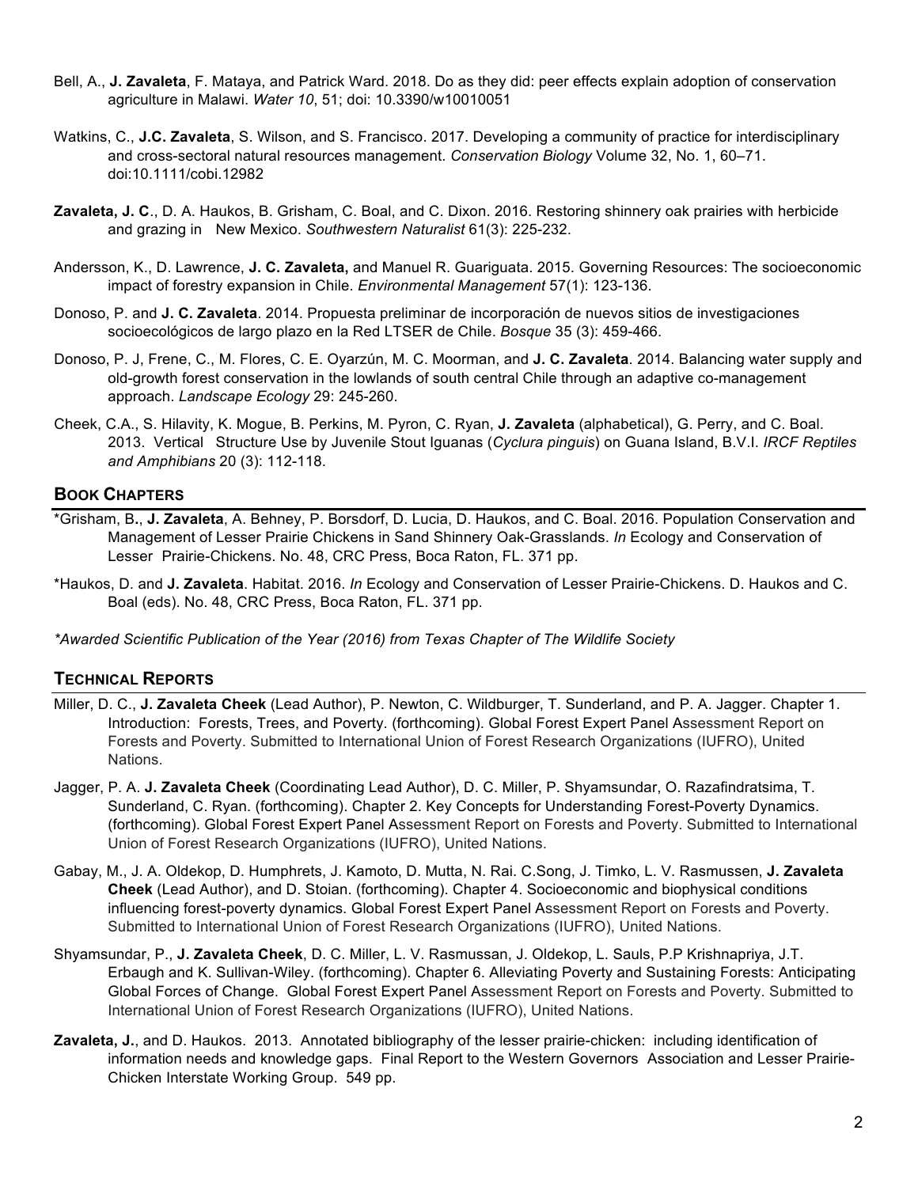Bell, A., **J. Zavaleta**, F. Mataya, and Patrick Ward. 2018. Do as they did: peer effects explain adoption of conservation agriculture in Malawi. *Water 10*, 51; doi: 10.3390/w10010051

Watkins, C., **J.C. Zavaleta**, S. Wilson, and S. Francisco. 2017. Developing a community of practice for interdisciplinary and cross-sectoral natural resources management. *Conservation Biology* Volume 32, No. 1, 60–71. doi:10.1111/cobi.12982

**Zavaleta, J. C**., D. A. Haukos, B. Grisham, C. Boal, and C. Dixon. 2016. Restoring shinnery oak prairies with herbicide and grazing in New Mexico. *Southwestern Naturalist* 61(3): 225-232.

Andersson, K., D. Lawrence, **J. C. Zavaleta,** and Manuel R. Guariguata. 2015. Governing Resources: The socioeconomic impact of forestry expansion in Chile. *Environmental Management* 57(1): 123-136.

Donoso, P. and **J. C. Zavaleta**. 2014. Propuesta preliminar de incorporación de nuevos sitios de investigaciones socioecológicos de largo plazo en la Red LTSER de Chile. *Bosque* 35 (3): 459-466.

Donoso, P. J, Frene, C., M. Flores, C. E. Oyarzún, M. C. Moorman, and **J. C. Zavaleta**. 2014. Balancing water supply and old-growth forest conservation in the lowlands of south central Chile through an adaptive co-management approach. *Landscape Ecology* 29: 245-260.

Cheek, C.A., S. Hilavity, K. Mogue, B. Perkins, M. Pyron, C. Ryan, **J. Zavaleta** (alphabetical), G. Perry, and C. Boal. 2013. Vertical Structure Use by Juvenile Stout Iguanas (*Cyclura pinguis*) on Guana Island, B.V.I. *IRCF Reptiles and Amphibians* 20 (3): 112-118.

## Book Chapters

*Grisham, B., **J. Zavaleta**, A. Behney, P. Borsdorf, D. Lucia, D. Haukos, and C. Boal. 2016. Population Conservation and Management of Lesser Prairie Chickens in Sand Shinnery Oak-Grasslands. *In* Ecology and Conservation of Lesser Prairie-Chickens. No. 48, CRC Press, Boca Raton, FL. 371 pp.

*Haukos, D. and **J. Zavaleta**. Habitat. 2016. *In* Ecology and Conservation of Lesser Prairie-Chickens. D. Haukos and C. Boal (eds). No. 48, CRC Press, Boca Raton, FL. 371 pp.

*\*Awarded Scientific Publication of the Year (2016) from Texas Chapter of The Wildlife Society*

## Technical Reports

Miller, D. C., **J. Zavaleta Cheek** (Lead Author), P. Newton, C. Wildburger, T. Sunderland, and P. A. Jagger. Chapter 1. Introduction: Forests, Trees, and Poverty. (forthcoming). Global Forest Expert Panel Assessment Report on Forests and Poverty. Submitted to International Union of Forest Research Organizations (IUFRO), United Nations.

Jagger, P. A. **J. Zavaleta Cheek** (Coordinating Lead Author), D. C. Miller, P. Shyamsundar, O. Razafindratsima, T. Sunderland, C. Ryan. (forthcoming). Chapter 2. Key Concepts for Understanding Forest-Poverty Dynamics. (forthcoming). Global Forest Expert Panel Assessment Report on Forests and Poverty. Submitted to International Union of Forest Research Organizations (IUFRO), United Nations.

Gabay, M., J. A. Oldekop, D. Humphrets, J. Kamoto, D. Mutta, N. Rai. C.Song, J. Timko, L. V. Rasmussen, **J. Zavaleta Cheek** (Lead Author), and D. Stoian. (forthcoming). Chapter 4. Socioeconomic and biophysical conditions influencing forest-poverty dynamics. Global Forest Expert Panel Assessment Report on Forests and Poverty. Submitted to International Union of Forest Research Organizations (IUFRO), United Nations.

Shyamsundar, P., **J. Zavaleta Cheek**, D. C. Miller, L. V. Rasmussan, J. Oldekop, L. Sauls, P.P Krishnapriya, J.T. Erbaugh and K. Sullivan-Wiley. (forthcoming). Chapter 6. Alleviating Poverty and Sustaining Forests: Anticipating Global Forces of Change. Global Forest Expert Panel Assessment Report on Forests and Poverty. Submitted to International Union of Forest Research Organizations (IUFRO), United Nations.

**Zavaleta, J.**, and D. Haukos. 2013. Annotated bibliography of the lesser prairie-chicken: including identification of information needs and knowledge gaps. Final Report to the Western Governors Association and Lesser Prairie-Chicken Interstate Working Group. 549 pp.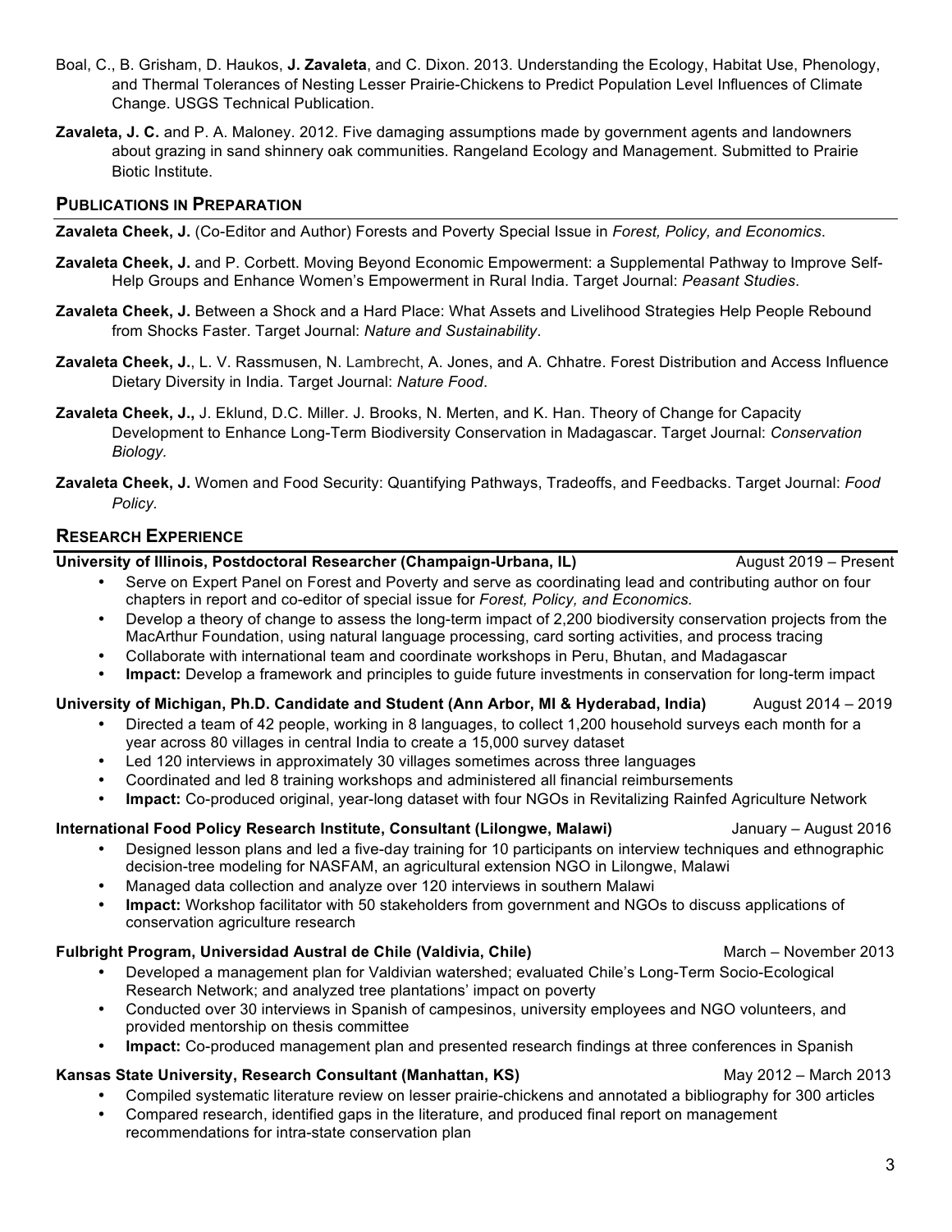Boal, C., B. Grisham, D. Haukos, **J. Zavaleta**, and C. Dixon. 2013. Understanding the Ecology, Habitat Use, Phenology, and Thermal Tolerances of Nesting Lesser Prairie-Chickens to Predict Population Level Influences of Climate Change. USGS Technical Publication.

**Zavaleta, J. C.** and P. A. Maloney. 2012. Five damaging assumptions made by government agents and landowners about grazing in sand shinnery oak communities. Rangeland Ecology and Management. Submitted to Prairie Biotic Institute.

## PUBLICATIONS IN PREPARATION

**Zavaleta Cheek, J.** (Co-Editor and Author) Forests and Poverty Special Issue in *Forest, Policy, and Economics*.

**Zavaleta Cheek, J.** and P. Corbett. Moving Beyond Economic Empowerment: a Supplemental Pathway to Improve Self-Help Groups and Enhance Women's Empowerment in Rural India. Target Journal: *Peasant Studies*.

**Zavaleta Cheek, J.** Between a Shock and a Hard Place: What Assets and Livelihood Strategies Help People Rebound from Shocks Faster. Target Journal: *Nature and Sustainability*.

**Zavaleta Cheek, J.**, L. V. Rassmusen, N. Lambrecht, A. Jones, and A. Chhatre. Forest Distribution and Access Influence Dietary Diversity in India. Target Journal: *Nature Food*.

**Zavaleta Cheek, J.,** J. Eklund, D.C. Miller. J. Brooks, N. Merten, and K. Han. Theory of Change for Capacity Development to Enhance Long-Term Biodiversity Conservation in Madagascar. Target Journal: *Conservation Biology.*

**Zavaleta Cheek, J.** Women and Food Security: Quantifying Pathways, Tradeoffs, and Feedbacks. Target Journal: *Food Policy*.

## RESEARCH EXPERIENCE

**University of Illinois, Postdoctoral Researcher (Champaign-Urbana, IL)** August 2019 – Present

- Serve on Expert Panel on Forest and Poverty and serve as coordinating lead and contributing author on four chapters in report and co-editor of special issue for *Forest, Policy, and Economics.*
- Develop a theory of change to assess the long-term impact of 2,200 biodiversity conservation projects from the MacArthur Foundation, using natural language processing, card sorting activities, and process tracing
- Collaborate with international team and coordinate workshops in Peru, Bhutan, and Madagascar
- **Impact:** Develop a framework and principles to guide future investments in conservation for long-term impact

**University of Michigan, Ph.D. Candidate and Student (Ann Arbor, MI & Hyderabad, India)** August 2014 – 2019

- Directed a team of 42 people, working in 8 languages, to collect 1,200 household surveys each month for a year across 80 villages in central India to create a 15,000 survey dataset
- Led 120 interviews in approximately 30 villages sometimes across three languages
- Coordinated and led 8 training workshops and administered all financial reimbursements
- **Impact:** Co-produced original, year-long dataset with four NGOs in Revitalizing Rainfed Agriculture Network

**International Food Policy Research Institute, Consultant (Lilongwe, Malawi)** January – August 2016

- Designed lesson plans and led a five-day training for 10 participants on interview techniques and ethnographic decision-tree modeling for NASFAM, an agricultural extension NGO in Lilongwe, Malawi
- Managed data collection and analyze over 120 interviews in southern Malawi
- **Impact:** Workshop facilitator with 50 stakeholders from government and NGOs to discuss applications of conservation agriculture research

**Fulbright Program, Universidad Austral de Chile (Valdivia, Chile)** March – November 2013

- Developed a management plan for Valdivian watershed; evaluated Chile's Long-Term Socio-Ecological Research Network; and analyzed tree plantations' impact on poverty
- Conducted over 30 interviews in Spanish of campesinos, university employees and NGO volunteers, and provided mentorship on thesis committee
- **Impact:** Co-produced management plan and presented research findings at three conferences in Spanish

**Kansas State University, Research Consultant (Manhattan, KS)** May 2012 – March 2013

- Compiled systematic literature review on lesser prairie-chickens and annotated a bibliography for 300 articles
- Compared research, identified gaps in the literature, and produced final report on management recommendations for intra-state conservation plan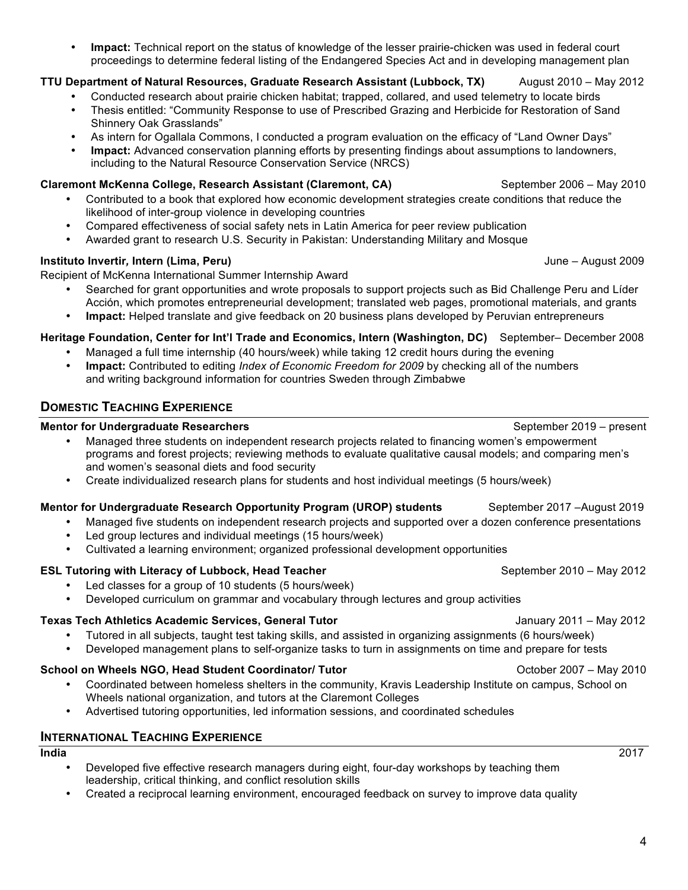- **Impact:** Technical report on the status of knowledge of the lesser prairie-chicken was used in federal court proceedings to determine federal listing of the Endangered Species Act and in developing management plan

**TTU Department of Natural Resources, Graduate Research Assistant (Lubbock, TX)** August 2010 – May 2012

- Conducted research about prairie chicken habitat; trapped, collared, and used telemetry to locate birds
- Thesis entitled: "Community Response to use of Prescribed Grazing and Herbicide for Restoration of Sand Shinnery Oak Grasslands"
- As intern for Ogallala Commons, I conducted a program evaluation on the efficacy of "Land Owner Days"
- **Impact:** Advanced conservation planning efforts by presenting findings about assumptions to landowners, including to the Natural Resource Conservation Service (NRCS)

**Claremont McKenna College, Research Assistant (Claremont, CA)** September 2006 – May 2010

- Contributed to a book that explored how economic development strategies create conditions that reduce the likelihood of inter-group violence in developing countries
- Compared effectiveness of social safety nets in Latin America for peer review publication
- Awarded grant to research U.S. Security in Pakistan: Understanding Military and Mosque

**Instituto Invertir, Intern (Lima, Peru)** June – August 2009

Recipient of McKenna International Summer Internship Award

- Searched for grant opportunities and wrote proposals to support projects such as Bid Challenge Peru and Líder Acción, which promotes entrepreneurial development; translated web pages, promotional materials, and grants
- **Impact:** Helped translate and give feedback on 20 business plans developed by Peruvian entrepreneurs

**Heritage Foundation, Center for Int'l Trade and Economics, Intern (Washington, DC)** September– December 2008

- Managed a full time internship (40 hours/week) while taking 12 credit hours during the evening
- **Impact:** Contributed to editing *Index of Economic Freedom for 2009* by checking all of the numbers and writing background information for countries Sweden through Zimbabwe

## Domestic Teaching Experience

**Mentor for Undergraduate Researchers** September 2019 – present

- Managed three students on independent research projects related to financing women's empowerment programs and forest projects; reviewing methods to evaluate qualitative causal models; and comparing men's and women's seasonal diets and food security
- Create individualized research plans for students and host individual meetings (5 hours/week)

**Mentor for Undergraduate Research Opportunity Program (UROP) students** September 2017 –August 2019

- Managed five students on independent research projects and supported over a dozen conference presentations
- Led group lectures and individual meetings (15 hours/week)
- Cultivated a learning environment; organized professional development opportunities

**ESL Tutoring with Literacy of Lubbock, Head Teacher** September 2010 – May 2012

- Led classes for a group of 10 students (5 hours/week)
- Developed curriculum on grammar and vocabulary through lectures and group activities

**Texas Tech Athletics Academic Services, General Tutor** January 2011 – May 2012

- Tutored in all subjects, taught test taking skills, and assisted in organizing assignments (6 hours/week)
- Developed management plans to self-organize tasks to turn in assignments on time and prepare for tests

**School on Wheels NGO, Head Student Coordinator/ Tutor** October 2007 – May 2010

- Coordinated between homeless shelters in the community, Kravis Leadership Institute on campus, School on Wheels national organization, and tutors at the Claremont Colleges
- Advertised tutoring opportunities, led information sessions, and coordinated schedules

## International Teaching Experience

**India** 2017

- Developed five effective research managers during eight, four-day workshops by teaching them leadership, critical thinking, and conflict resolution skills
- Created a reciprocal learning environment, encouraged feedback on survey to improve data quality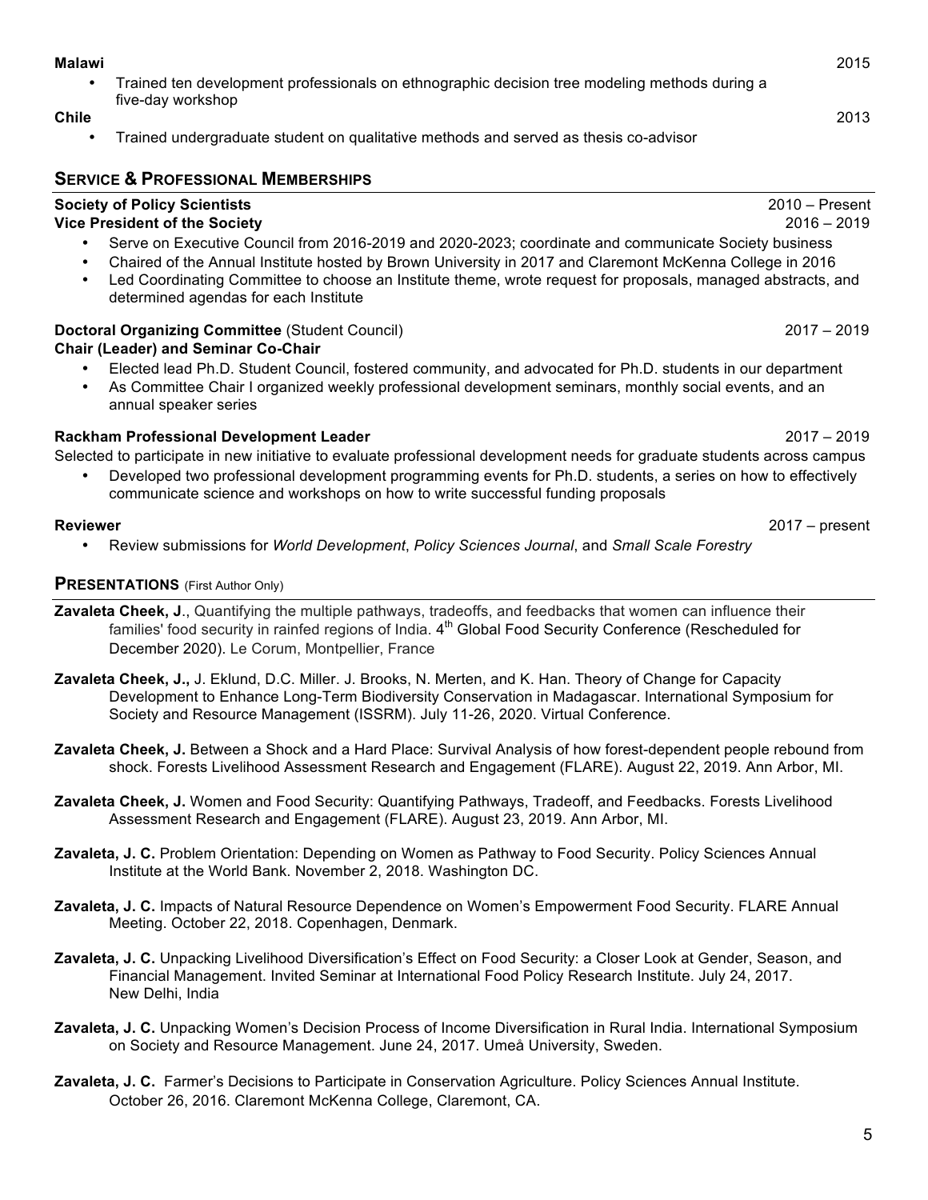**Malawi** 2015

- Trained ten development professionals on ethnographic decision tree modeling methods during a five-day workshop

**Chile** 2013

- Trained undergraduate student on qualitative methods and served as thesis co-advisor

## SERVICE & PROFESSIONAL MEMBERSHIPS

**Society of Policy Scientists** 2010 – Present
**Vice President of the Society** 2016 – 2019

- Serve on Executive Council from 2016-2019 and 2020-2023; coordinate and communicate Society business
- Chaired of the Annual Institute hosted by Brown University in 2017 and Claremont McKenna College in 2016
- Led Coordinating Committee to choose an Institute theme, wrote request for proposals, managed abstracts, and determined agendas for each Institute

**Doctoral Organizing Committee** (Student Council) 2017 – 2019
**Chair (Leader) and Seminar Co-Chair**

- Elected lead Ph.D. Student Council, fostered community, and advocated for Ph.D. students in our department
- As Committee Chair I organized weekly professional development seminars, monthly social events, and an annual speaker series

**Rackham Professional Development Leader** 2017 – 2019

Selected to participate in new initiative to evaluate professional development needs for graduate students across campus

- Developed two professional development programming events for Ph.D. students, a series on how to effectively communicate science and workshops on how to write successful funding proposals

**Reviewer** 2017 – present

- Review submissions for *World Development*, *Policy Sciences Journal*, and *Small Scale Forestry*

## PRESENTATIONS (First Author Only)

**Zavaleta Cheek, J**., Quantifying the multiple pathways, tradeoffs, and feedbacks that women can influence their families' food security in rainfed regions of India. 4th Global Food Security Conference (Rescheduled for December 2020). Le Corum, Montpellier, France

**Zavaleta Cheek, J.,** J. Eklund, D.C. Miller. J. Brooks, N. Merten, and K. Han. Theory of Change for Capacity Development to Enhance Long-Term Biodiversity Conservation in Madagascar. International Symposium for Society and Resource Management (ISSRM). July 11-26, 2020. Virtual Conference.

**Zavaleta Cheek, J.** Between a Shock and a Hard Place: Survival Analysis of how forest-dependent people rebound from shock. Forests Livelihood Assessment Research and Engagement (FLARE). August 22, 2019. Ann Arbor, MI.

**Zavaleta Cheek, J.** Women and Food Security: Quantifying Pathways, Tradeoff, and Feedbacks. Forests Livelihood Assessment Research and Engagement (FLARE). August 23, 2019. Ann Arbor, MI.

**Zavaleta, J. C.** Problem Orientation: Depending on Women as Pathway to Food Security. Policy Sciences Annual Institute at the World Bank. November 2, 2018. Washington DC.

**Zavaleta, J. C.** Impacts of Natural Resource Dependence on Women's Empowerment Food Security. FLARE Annual Meeting. October 22, 2018. Copenhagen, Denmark.

**Zavaleta, J. C.** Unpacking Livelihood Diversification's Effect on Food Security: a Closer Look at Gender, Season, and Financial Management. Invited Seminar at International Food Policy Research Institute. July 24, 2017. New Delhi, India

**Zavaleta, J. C.** Unpacking Women's Decision Process of Income Diversification in Rural India. International Symposium on Society and Resource Management. June 24, 2017. Umeå University, Sweden.

**Zavaleta, J. C.** Farmer's Decisions to Participate in Conservation Agriculture. Policy Sciences Annual Institute. October 26, 2016. Claremont McKenna College, Claremont, CA.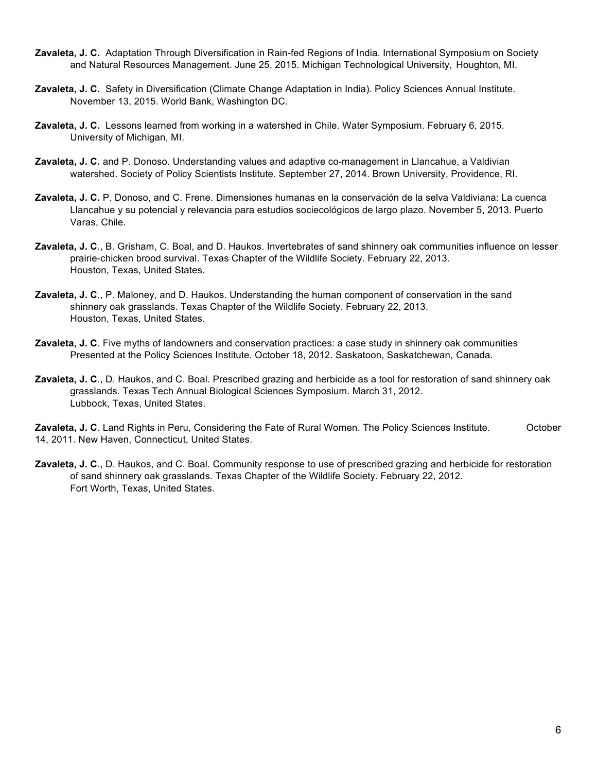**Zavaleta, J. C.** Adaptation Through Diversification in Rain-fed Regions of India. International Symposium on Society and Natural Resources Management. June 25, 2015. Michigan Technological University, Houghton, MI.

**Zavaleta, J. C.** Safety in Diversification (Climate Change Adaptation in India). Policy Sciences Annual Institute. November 13, 2015. World Bank, Washington DC.

**Zavaleta, J. C.** Lessons learned from working in a watershed in Chile. Water Symposium. February 6, 2015. University of Michigan, MI.

**Zavaleta, J. C.** and P. Donoso. Understanding values and adaptive co-management in Llancahue, a Valdivian watershed. Society of Policy Scientists Institute. September 27, 2014. Brown University, Providence, RI.

**Zavaleta, J. C.** P. Donoso, and C. Frene. Dimensiones humanas en la conservación de la selva Valdiviana: La cuenca Llancahue y su potencial y relevancia para estudios sociecológicos de largo plazo. November 5, 2013. Puerto Varas, Chile.

**Zavaleta, J. C**., B. Grisham, C. Boal, and D. Haukos. Invertebrates of sand shinnery oak communities influence on lesser prairie-chicken brood survival. Texas Chapter of the Wildlife Society. February 22, 2013. Houston, Texas, United States.

**Zavaleta, J. C**., P. Maloney, and D. Haukos. Understanding the human component of conservation in the sand shinnery oak grasslands. Texas Chapter of the Wildlife Society. February 22, 2013. Houston, Texas, United States.

**Zavaleta, J. C**. Five myths of landowners and conservation practices: a case study in shinnery oak communities Presented at the Policy Sciences Institute. October 18, 2012. Saskatoon, Saskatchewan, Canada.

**Zavaleta, J. C**., D. Haukos, and C. Boal. Prescribed grazing and herbicide as a tool for restoration of sand shinnery oak grasslands. Texas Tech Annual Biological Sciences Symposium. March 31, 2012. Lubbock, Texas, United States.

**Zavaleta, J. C**. Land Rights in Peru, Considering the Fate of Rural Women. The Policy Sciences Institute. October 14, 2011. New Haven, Connecticut, United States.

**Zavaleta, J. C**., D. Haukos, and C. Boal. Community response to use of prescribed grazing and herbicide for restoration of sand shinnery oak grasslands. Texas Chapter of the Wildlife Society. February 22, 2012. Fort Worth, Texas, United States.